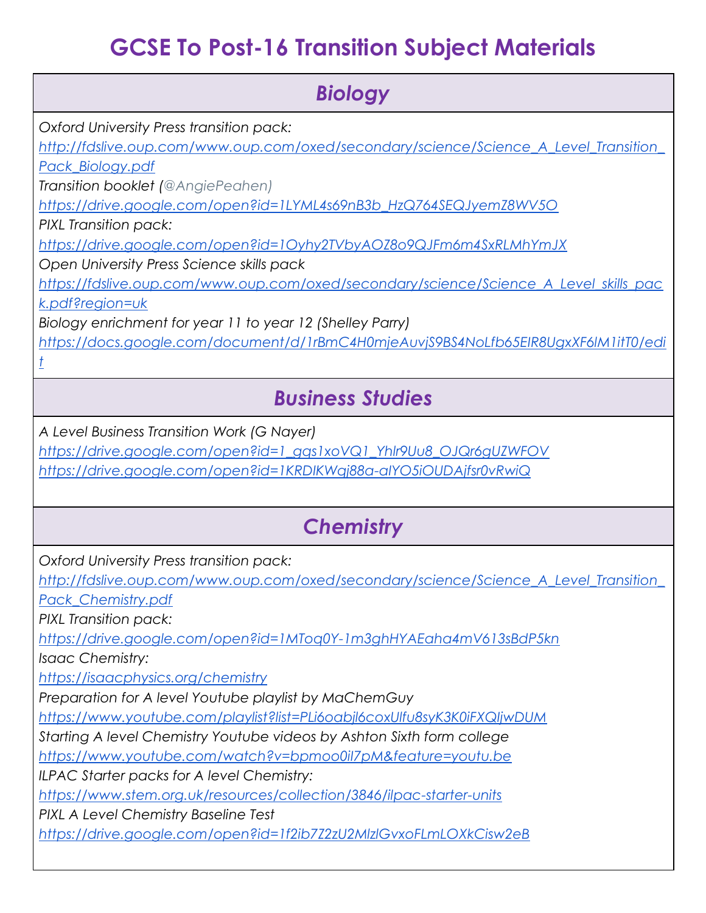# GCSE To Post-16 Transition Subject Materials

## *Biology*

*Oxford University Press transition pack:*
*http://fdslive.oup.com/www.oup.com/oxed/secondary/science/Science_A_Level_Transition_Pack_Biology.pdf*
*Transition booklet (@AngiePeahen)*
*https://drive.google.com/open?id=1LYML4s69nB3b_HzQ764SEQJyemZ8WV5O*
*PIXL Transition pack:*
*https://drive.google.com/open?id=1Oyhy2TVbyAOZ8o9QJFm6m4SxRLMhYmJX*
*Open University Press Science skills pack*
*https://fdslive.oup.com/www.oup.com/oxed/secondary/science/Science_A_Level_skills_pack.pdf?region=uk*
*Biology enrichment for year 11 to year 12 (Shelley Parry)*
*https://docs.google.com/document/d/1rBmC4H0mjeAuvjS9BS4NoLfb65EIR8UgxXF6lM1itT0/edit*

## *Business Studies*

*A Level Business Transition Work (G Nayer)*
*https://drive.google.com/open?id=1_gqs1xoVQ1_Yhlr9Uu8_OJQr6gUZWFOV*
*https://drive.google.com/open?id=1KRDIKWqj88a-aIYO5iOUDAjfsr0vRwiQ*

## *Chemistry*

*Oxford University Press transition pack:*
*http://fdslive.oup.com/www.oup.com/oxed/secondary/science/Science_A_Level_Transition_Pack_Chemistry.pdf*
*PIXL Transition pack:*
*https://drive.google.com/open?id=1MToq0Y-1m3ghHYAEaha4mV613sBdP5kn*
*Isaac Chemistry:*
*https://isaacphysics.org/chemistry*
*Preparation for A level Youtube playlist by MaChemGuy*
*https://www.youtube.com/playlist?list=PLi6oabjl6coxUlfu8syK3K0iFXQljwDUM*
*Starting A level Chemistry Youtube videos by Ashton Sixth form college*
*https://www.youtube.com/watch?v=bpmoo0il7pM&feature=youtu.be*
*ILPAC Starter packs for A level Chemistry:*
*https://www.stem.org.uk/resources/collection/3846/ilpac-starter-units*
*PIXL A Level Chemistry Baseline Test*
*https://drive.google.com/open?id=1f2ib7Z2zU2MlzlGvxoFLmLOXkCisw2eB*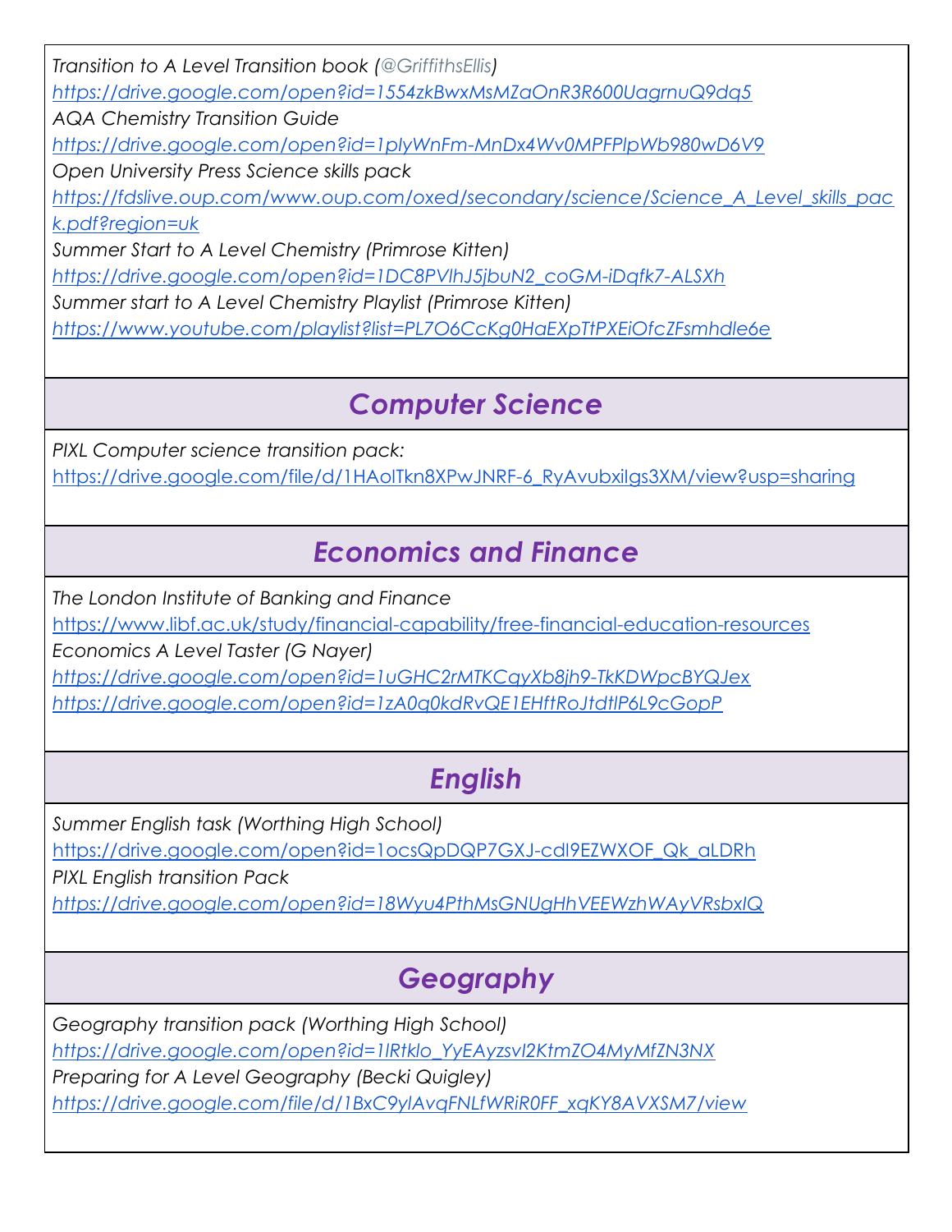*Transition to A Level Transition book (@GriffithsEllis)*
*https://drive.google.com/open?id=1554zkBwxMsMZaOnR3R600UagrnuQ9dq5*
*AQA Chemistry Transition Guide*
*https://drive.google.com/open?id=1plyWnFm-MnDx4Wv0MPFPlpWb980wD6V9*
*Open University Press Science skills pack*
*https://fdslive.oup.com/www.oup.com/oxed/secondary/science/Science_A_Level_skills_pack.pdf?region=uk*
*Summer Start to A Level Chemistry (Primrose Kitten)*
*https://drive.google.com/open?id=1DC8PVlhJ5jbuN2_coGM-iDqfk7-ALSXh*
*Summer start to A Level Chemistry Playlist (Primrose Kitten)*
*https://www.youtube.com/playlist?list=PL7O6CcKg0HaEXpTtPXEiOfcZFsmhdle6e*

## *Computer Science*

*PIXL Computer science transition pack:*
https://drive.google.com/file/d/1HAoITkn8XPwJNRF-6_RyAvubxiIgs3XM/view?usp=sharing

## *Economics and Finance*

*The London Institute of Banking and Finance*
https://www.libf.ac.uk/study/financial-capability/free-financial-education-resources
*Economics A Level Taster (G Nayer)*
*https://drive.google.com/open?id=1uGHC2rMTKCqyXb8jh9-TkKDWpcBYQJex*
*https://drive.google.com/open?id=1zA0q0kdRvQE1EHftRoJtdtIP6L9cGopP*

## *English*

*Summer English task (Worthing High School)*
https://drive.google.com/open?id=1ocsQpDQP7GXJ-cdI9EZWXOF_Qk_aLDRh
*PIXL English transition Pack*
*https://drive.google.com/open?id=18Wyu4PthMsGNUgHhVEEWzhWAyVRsbxIQ*

## *Geography*

*Geography transition pack (Worthing High School)*
*https://drive.google.com/open?id=1lRtklo_YyEAyzsvI2KtmZO4MyMfZN3NX*
*Preparing for A Level Geography (Becki Quigley)*
*https://drive.google.com/file/d/1BxC9ylAvqFNLfWRiR0FF_xqKY8AVXSM7/view*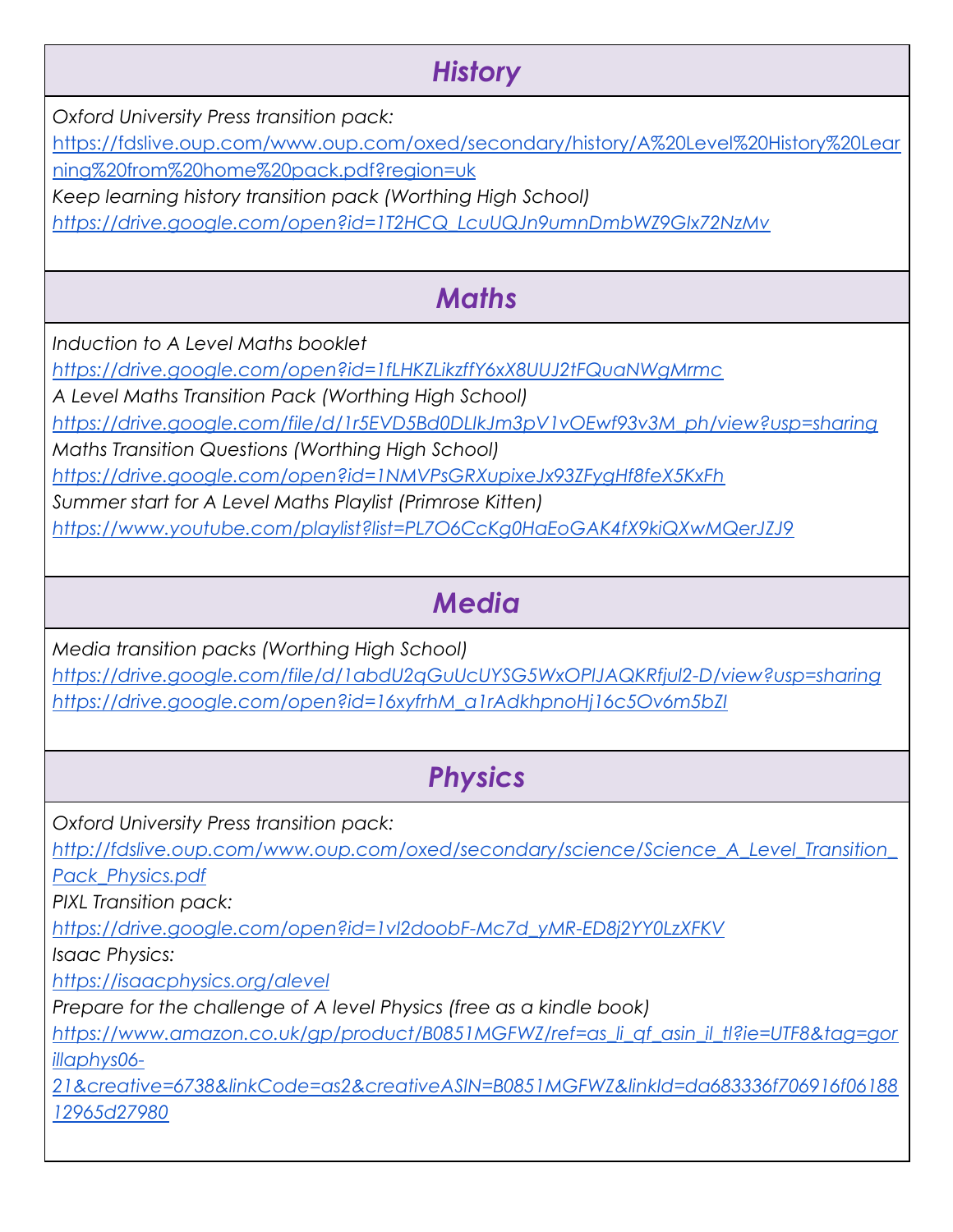## *History*

*Oxford University Press transition pack:*
*https://fdslive.oup.com/www.oup.com/oxed/secondary/history/A%20Level%20History%20Learning%20from%20home%20pack.pdf?region=uk*
*Keep learning history transition pack (Worthing High School)*
*https://drive.google.com/open?id=1T2HCQ_LcuUQJn9umnDmbWZ9Glx72NzMv*

## *Maths*

*Induction to A Level Maths booklet*
*https://drive.google.com/open?id=1fLHKZLikzffY6xX8UUJ2tFQuaNWgMrmc*
*A Level Maths Transition Pack (Worthing High School)*
*https://drive.google.com/file/d/1r5EVD5Bd0DLIkJm3pV1vOEwf93v3M_ph/view?usp=sharing*
*Maths Transition Questions (Worthing High School)*
*https://drive.google.com/open?id=1NMVPsGRXupixeJx93ZFygHf8feX5KxFh*
*Summer start for A Level Maths Playlist (Primrose Kitten)*
*https://www.youtube.com/playlist?list=PL7O6CcKg0HaEoGAK4fX9kiQXwMQerJZJ9*

## *Media*

*Media transition packs (Worthing High School)*
*https://drive.google.com/file/d/1abdU2qGuUcUYSG5WxOPIJAQKRfjul2-D/view?usp=sharing*
*https://drive.google.com/open?id=16xyfrhM_a1rAdkhpnoHj16c5Ov6m5bZI*

## *Physics*

*Oxford University Press transition pack:*
*http://fdslive.oup.com/www.oup.com/oxed/secondary/science/Science_A_Level_Transition_Pack_Physics.pdf*
*PIXL Transition pack:*
*https://drive.google.com/open?id=1vI2doobF-Mc7d_yMR-ED8j2YY0LzXFKV*
*Isaac Physics:*
*https://isaacphysics.org/alevel*
*Prepare for the challenge of A level Physics (free as a kindle book)*
*https://www.amazon.co.uk/gp/product/B0851MGFWZ/ref=as_li_qf_asin_il_tl?ie=UTF8&tag=gorillaphys06-21&creative=6738&linkCode=as2&creativeASIN=B0851MGFWZ&linkId=da683336f706916f0618812965d27980*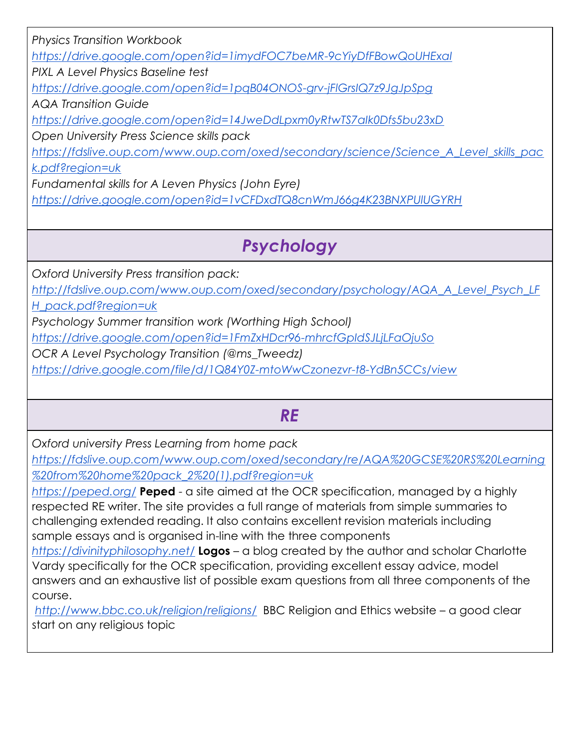*Physics Transition Workbook*

*https://drive.google.com/open?id=1imydFOC7beMR-9cYiyDfFBowQoUHExaI*

*PIXL A Level Physics Baseline test*

*https://drive.google.com/open?id=1pqB04ONOS-grv-jFlGrslQ7z9JgJpSpg*

*AQA Transition Guide*

*https://drive.google.com/open?id=14JweDdLpxm0yRtwTS7aIk0Dfs5bu23xD*

*Open University Press Science skills pack*

*https://fdslive.oup.com/www.oup.com/oxed/secondary/science/Science_A_Level_skills_pack.pdf?region=uk*

*Fundamental skills for A Leven Physics (John Eyre)*

*https://drive.google.com/open?id=1vCFDxdTQ8cnWmJ66g4K23BNXPUlUGYRH*

## *Psychology*

*Oxford University Press transition pack:*

*http://fdslive.oup.com/www.oup.com/oxed/secondary/psychology/AQA_A_Level_Psych_LFH_pack.pdf?region=uk*

*Psychology Summer transition work (Worthing High School)*

*https://drive.google.com/open?id=1FmZxHDcr96-mhrcfGpIdSJLjLFaOjuSo*

*OCR A Level Psychology Transition (@ms_Tweedz)*

*https://drive.google.com/file/d/1Q84Y0Z-mtoWwCzonezvr-t8-YdBn5CCs/view*

## *RE*

*Oxford university Press Learning from home pack*

*https://fdslive.oup.com/www.oup.com/oxed/secondary/re/AQA%20GCSE%20RS%20Learning%20from%20home%20pack_2%20(1).pdf?region=uk*

*https://peped.org/* **Peped** - a site aimed at the OCR specification, managed by a highly respected RE writer. The site provides a full range of materials from simple summaries to challenging extended reading. It also contains excellent revision materials including sample essays and is organised in-line with the three components

*https://divinityphilosophy.net/* **Logos** – a blog created by the author and scholar Charlotte Vardy specifically for the OCR specification, providing excellent essay advice, model answers and an exhaustive list of possible exam questions from all three components of the course.

*http://www.bbc.co.uk/religion/religions/* BBC Religion and Ethics website – a good clear start on any religious topic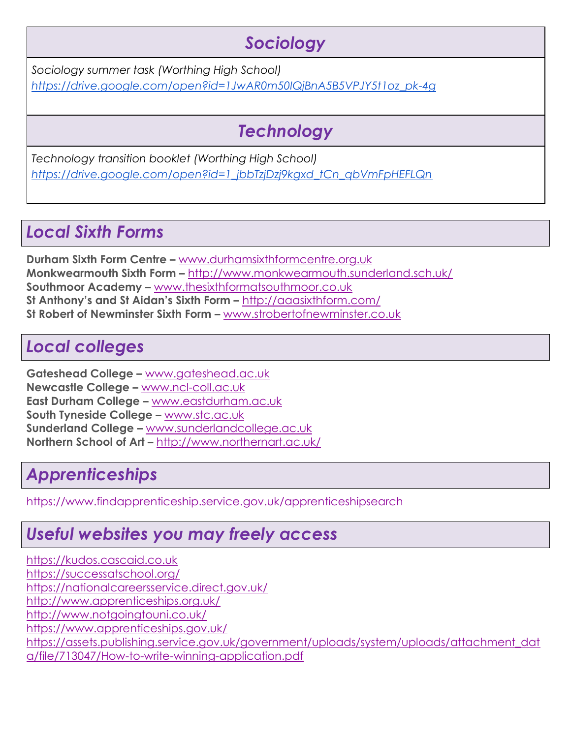## *Sociology*

*Sociology summer task (Worthing High School)*
*https://drive.google.com/open?id=1JwAR0m50lQjBnA5B5VPJY5t1oz_pk-4g*

## *Technology*

*Technology transition booklet (Worthing High School)*
*https://drive.google.com/open?id=1_jbbTzjDzj9kgxd_tCn_qbVmFpHEFLQn*

## *Local Sixth Forms*

**Durham Sixth Form Centre –** www.durhamsixthformcentre.org.uk
**Monkwearmouth Sixth Form –** http://www.monkwearmouth.sunderland.sch.uk/
**Southmoor Academy –** www.thesixthformatsouthmoor.co.uk
**St Anthony's and St Aidan's Sixth Form –** http://aaasixthform.com/
**St Robert of Newminster Sixth Form –** www.strobertofnewminster.co.uk

## *Local colleges*

**Gateshead College –** www.gateshead.ac.uk
**Newcastle College –** www.ncl-coll.ac.uk
**East Durham College –** www.eastdurham.ac.uk
**South Tyneside College –** www.stc.ac.uk
**Sunderland College –** www.sunderlandcollege.ac.uk
**Northern School of Art –** http://www.northernart.ac.uk/

## *Apprenticeships*

https://www.findapprenticeship.service.gov.uk/apprenticeshipsearch

## *Useful websites you may freely access*

https://kudos.cascaid.co.uk
https://successatschool.org/
https://nationalcareersservice.direct.gov.uk/
http://www.apprenticeships.org.uk/
http://www.notgoingtouni.co.uk/
https://www.apprenticeships.gov.uk/
https://assets.publishing.service.gov.uk/government/uploads/system/uploads/attachment_data/file/713047/How-to-write-winning-application.pdf